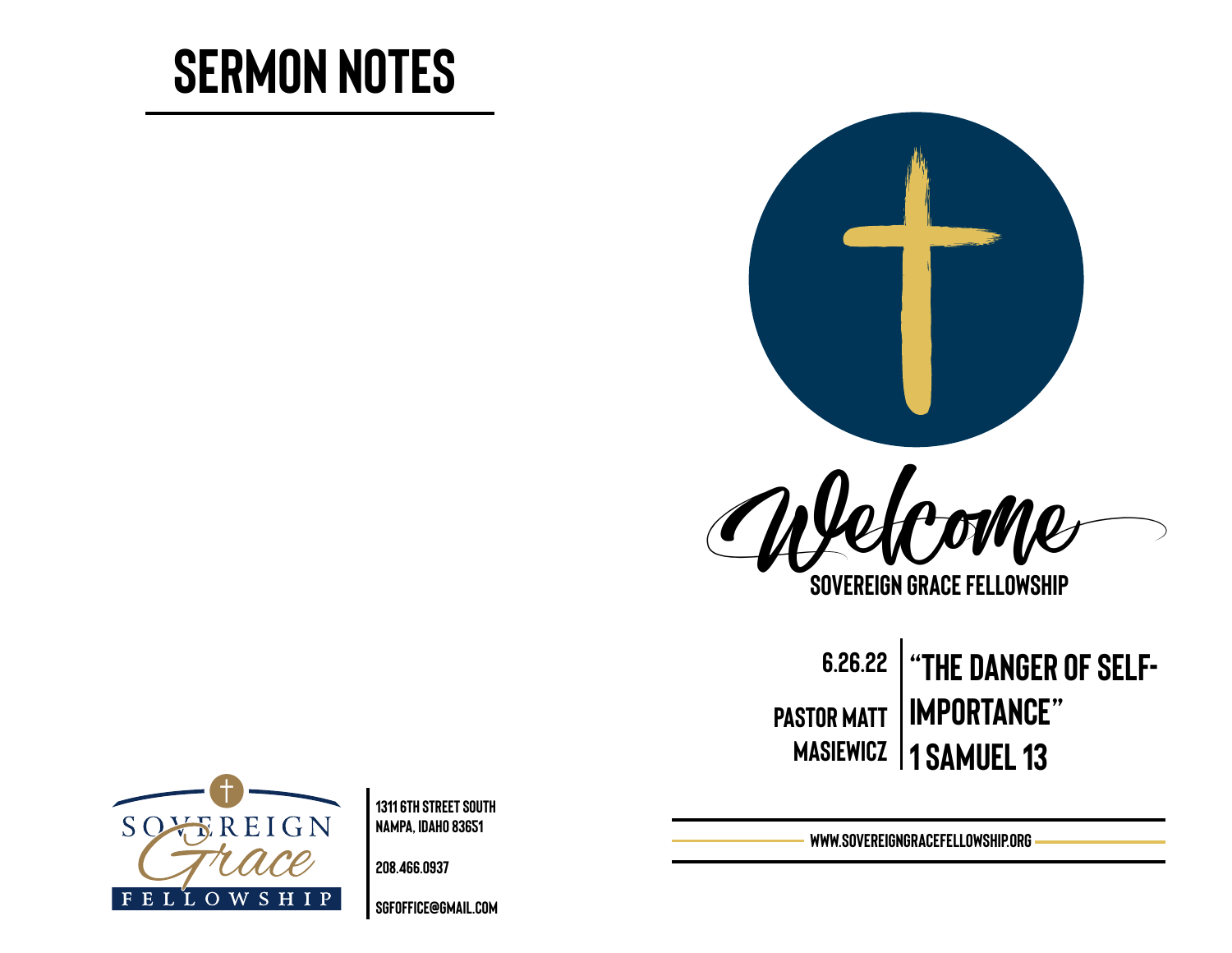# SERMON NOTES

Welcome

**SOVEREIGN GRACE FELLOWSHIP**

6.26.22

PASTOR MATT MASIEWICZ

## "THE DANGER OF SELF-IMPORTANCE"

## 1 SAMUEL 13

SOVEREIGN Grace FELLOWSHIP

1311 6TH STREET SOUTH
NAMPA, IDAHO 83651

208.466.0937

SGFOFFICE@GMAIL.COM

WWW.SOVEREIGNGRACEFELLOWSHIP.ORG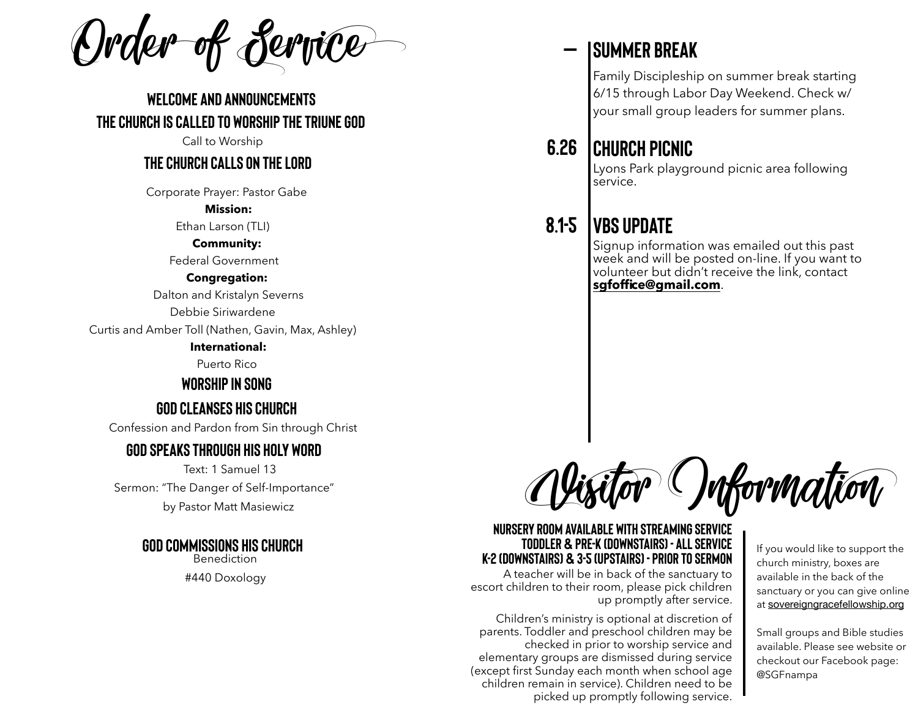# Order of Service

## Welcome and Announcements

## The Church is Called to Worship the Triune God

Call to Worship

## The Church Calls on the Lord

Corporate Prayer: Pastor Gabe

**Mission:**

Ethan Larson (TLI)

**Community:**

Federal Government

**Congregation:**

Dalton and Kristalyn Severns

Debbie Siriwardene

Curtis and Amber Toll (Nathen, Gavin, Max, Ashley)

**International:**

Puerto Rico

## Worship in Song

## God Cleanses His Church

Confession and Pardon from Sin through Christ

## God Speaks through His Holy Word

Text: 1 Samuel 13

Sermon: "The Danger of Self-Importance"

by Pastor Matt Masiewicz

## God Commissions His Church

Benediction

#440 Doxology

---

**–** **Summer Break**

Family Discipleship on summer break starting 6/15 through Labor Day Weekend. Check w/ your small group leaders for summer plans.

**6.26** **Church Picnic**

Lyons Park playground picnic area following service.

**8.1-5** **VBS Update**

Signup information was emailed out this past week and will be posted on-line. If you want to volunteer but didn't receive the link, contact **sgfoffice@gmail.com**.

# Visitor Information

**Nursery room available with streaming service**
**Toddler & Pre-K (downstairs) - All Service**
**K-2 (downstairs) & 3-5 (upstairs) - Prior to Sermon**

A teacher will be in back of the sanctuary to escort children to their room, please pick children up promptly after service.

Children's ministry is optional at discretion of parents. Toddler and preschool children may be checked in prior to worship service and elementary groups are dismissed during service (except first Sunday each month when school age children remain in service). Children need to be picked up promptly following service.

If you would like to support the church ministry, boxes are available in the back of the sanctuary or you can give online at sovereigngracefellowship.org

Small groups and Bible studies available. Please see website or checkout our Facebook page: @SGFnampa